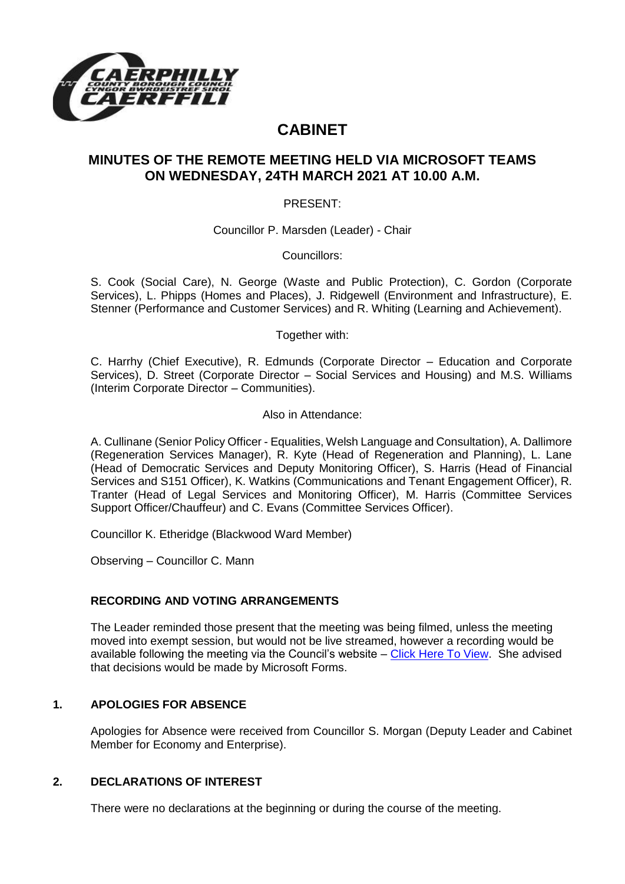# CABINET

## MINUTES OF THE REMOTE MEETING HELD VIA MICROSOFT TEAMS ON WEDNESDAY, 24TH MARCH 2021 AT 10.00 A.M.

PRESENT:

Councillor P. Marsden (Leader) - Chair

Councillors:

S. Cook (Social Care), N. George (Waste and Public Protection), C. Gordon (Corporate Services), L. Phipps (Homes and Places), J. Ridgewell (Environment and Infrastructure), E. Stenner (Performance and Customer Services) and R. Whiting (Learning and Achievement).

Together with:

C. Harrhy (Chief Executive), R. Edmunds (Corporate Director – Education and Corporate Services), D. Street (Corporate Director – Social Services and Housing) and M.S. Williams (Interim Corporate Director – Communities).

Also in Attendance:

A. Cullinane (Senior Policy Officer - Equalities, Welsh Language and Consultation), A. Dallimore (Regeneration Services Manager), R. Kyte (Head of Regeneration and Planning), L. Lane (Head of Democratic Services and Deputy Monitoring Officer), S. Harris (Head of Financial Services and S151 Officer), K. Watkins (Communications and Tenant Engagement Officer), R. Tranter (Head of Legal Services and Monitoring Officer), M. Harris (Committee Services Support Officer/Chauffeur) and C. Evans (Committee Services Officer).

Councillor K. Etheridge (Blackwood Ward Member)

Observing – Councillor C. Mann

### RECORDING AND VOTING ARRANGEMENTS

The Leader reminded those present that the meeting was being filmed, unless the meeting moved into exempt session, but would not be live streamed, however a recording would be available following the meeting via the Council's website – Click Here To View. She advised that decisions would be made by Microsoft Forms.

### 1. APOLOGIES FOR ABSENCE

Apologies for Absence were received from Councillor S. Morgan (Deputy Leader and Cabinet Member for Economy and Enterprise).

### 2. DECLARATIONS OF INTEREST

There were no declarations at the beginning or during the course of the meeting.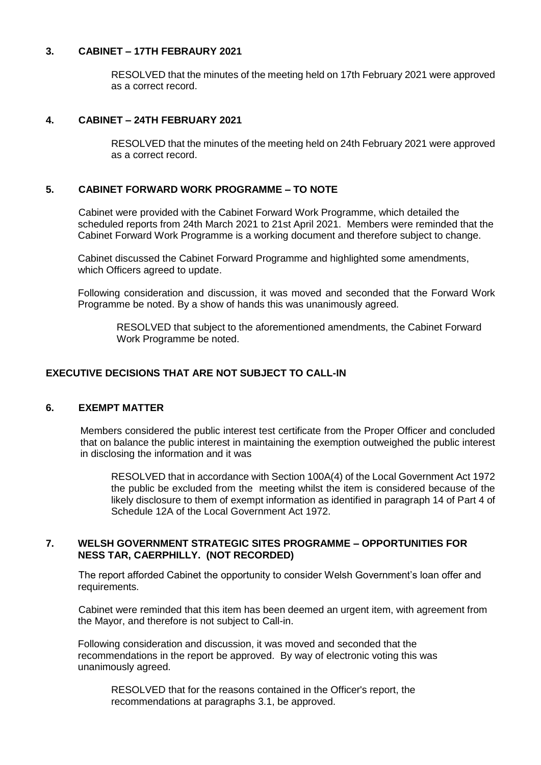## 3. CABINET – 17TH FEBRAURY 2021

RESOLVED that the minutes of the meeting held on 17th February 2021 were approved as a correct record.

## 4. CABINET – 24TH FEBRUARY 2021

RESOLVED that the minutes of the meeting held on 24th February 2021 were approved as a correct record.

## 5. CABINET FORWARD WORK PROGRAMME – TO NOTE

Cabinet were provided with the Cabinet Forward Work Programme, which detailed the scheduled reports from 24th March 2021 to 21st April 2021. Members were reminded that the Cabinet Forward Work Programme is a working document and therefore subject to change.

Cabinet discussed the Cabinet Forward Programme and highlighted some amendments, which Officers agreed to update.

Following consideration and discussion, it was moved and seconded that the Forward Work Programme be noted. By a show of hands this was unanimously agreed.

RESOLVED that subject to the aforementioned amendments, the Cabinet Forward Work Programme be noted.

## EXECUTIVE DECISIONS THAT ARE NOT SUBJECT TO CALL-IN

## 6. EXEMPT MATTER

Members considered the public interest test certificate from the Proper Officer and concluded that on balance the public interest in maintaining the exemption outweighed the public interest in disclosing the information and it was

RESOLVED that in accordance with Section 100A(4) of the Local Government Act 1972 the public be excluded from the meeting whilst the item is considered because of the likely disclosure to them of exempt information as identified in paragraph 14 of Part 4 of Schedule 12A of the Local Government Act 1972.

## 7. WELSH GOVERNMENT STRATEGIC SITES PROGRAMME – OPPORTUNITIES FOR NESS TAR, CAERPHILLY. (NOT RECORDED)

The report afforded Cabinet the opportunity to consider Welsh Government's loan offer and requirements.

Cabinet were reminded that this item has been deemed an urgent item, with agreement from the Mayor, and therefore is not subject to Call-in.

Following consideration and discussion, it was moved and seconded that the recommendations in the report be approved. By way of electronic voting this was unanimously agreed.

RESOLVED that for the reasons contained in the Officer's report, the recommendations at paragraphs 3.1, be approved.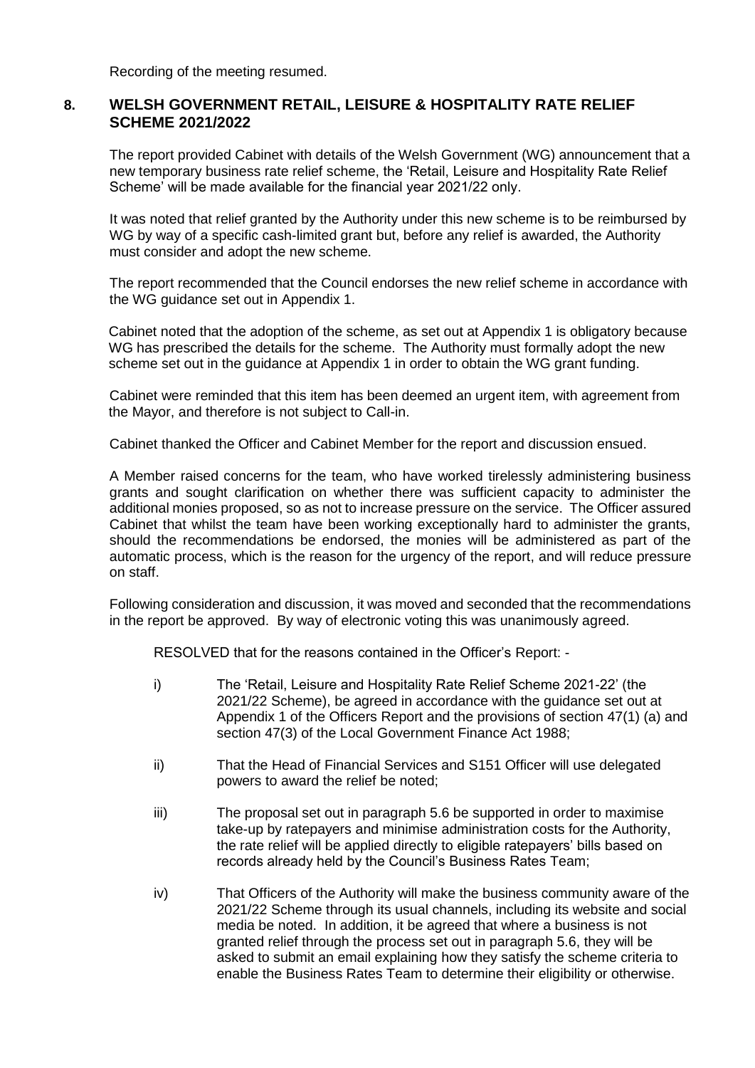Recording of the meeting resumed.

## 8. WELSH GOVERNMENT RETAIL, LEISURE & HOSPITALITY RATE RELIEF SCHEME 2021/2022

The report provided Cabinet with details of the Welsh Government (WG) announcement that a new temporary business rate relief scheme, the 'Retail, Leisure and Hospitality Rate Relief Scheme' will be made available for the financial year 2021/22 only.

It was noted that relief granted by the Authority under this new scheme is to be reimbursed by WG by way of a specific cash-limited grant but, before any relief is awarded, the Authority must consider and adopt the new scheme.

The report recommended that the Council endorses the new relief scheme in accordance with the WG guidance set out in Appendix 1.

Cabinet noted that the adoption of the scheme, as set out at Appendix 1 is obligatory because WG has prescribed the details for the scheme. The Authority must formally adopt the new scheme set out in the guidance at Appendix 1 in order to obtain the WG grant funding.

Cabinet were reminded that this item has been deemed an urgent item, with agreement from the Mayor, and therefore is not subject to Call-in.

Cabinet thanked the Officer and Cabinet Member for the report and discussion ensued.

A Member raised concerns for the team, who have worked tirelessly administering business grants and sought clarification on whether there was sufficient capacity to administer the additional monies proposed, so as not to increase pressure on the service. The Officer assured Cabinet that whilst the team have been working exceptionally hard to administer the grants, should the recommendations be endorsed, the monies will be administered as part of the automatic process, which is the reason for the urgency of the report, and will reduce pressure on staff.

Following consideration and discussion, it was moved and seconded that the recommendations in the report be approved. By way of electronic voting this was unanimously agreed.

RESOLVED that for the reasons contained in the Officer's Report: -

- i) The 'Retail, Leisure and Hospitality Rate Relief Scheme 2021-22' (the 2021/22 Scheme), be agreed in accordance with the guidance set out at Appendix 1 of the Officers Report and the provisions of section 47(1) (a) and section 47(3) of the Local Government Finance Act 1988;
- ii) That the Head of Financial Services and S151 Officer will use delegated powers to award the relief be noted;
- iii) The proposal set out in paragraph 5.6 be supported in order to maximise take-up by ratepayers and minimise administration costs for the Authority, the rate relief will be applied directly to eligible ratepayers' bills based on records already held by the Council's Business Rates Team;
- iv) That Officers of the Authority will make the business community aware of the 2021/22 Scheme through its usual channels, including its website and social media be noted. In addition, it be agreed that where a business is not granted relief through the process set out in paragraph 5.6, they will be asked to submit an email explaining how they satisfy the scheme criteria to enable the Business Rates Team to determine their eligibility or otherwise.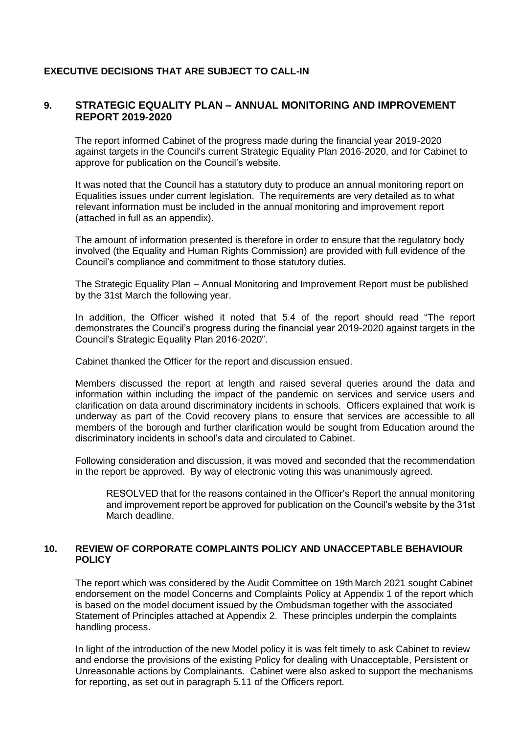## EXECUTIVE DECISIONS THAT ARE SUBJECT TO CALL-IN

### 9. STRATEGIC EQUALITY PLAN – ANNUAL MONITORING AND IMPROVEMENT REPORT 2019-2020

The report informed Cabinet of the progress made during the financial year 2019-2020 against targets in the Council's current Strategic Equality Plan 2016-2020, and for Cabinet to approve for publication on the Council's website.

It was noted that the Council has a statutory duty to produce an annual monitoring report on Equalities issues under current legislation. The requirements are very detailed as to what relevant information must be included in the annual monitoring and improvement report (attached in full as an appendix).

The amount of information presented is therefore in order to ensure that the regulatory body involved (the Equality and Human Rights Commission) are provided with full evidence of the Council's compliance and commitment to those statutory duties.

The Strategic Equality Plan – Annual Monitoring and Improvement Report must be published by the 31st March the following year.

In addition, the Officer wished it noted that 5.4 of the report should read "The report demonstrates the Council's progress during the financial year 2019-2020 against targets in the Council's Strategic Equality Plan 2016-2020".

Cabinet thanked the Officer for the report and discussion ensued.

Members discussed the report at length and raised several queries around the data and information within including the impact of the pandemic on services and service users and clarification on data around discriminatory incidents in schools. Officers explained that work is underway as part of the Covid recovery plans to ensure that services are accessible to all members of the borough and further clarification would be sought from Education around the discriminatory incidents in school's data and circulated to Cabinet.

Following consideration and discussion, it was moved and seconded that the recommendation in the report be approved. By way of electronic voting this was unanimously agreed.

> RESOLVED that for the reasons contained in the Officer's Report the annual monitoring and improvement report be approved for publication on the Council's website by the 31st March deadline.

### 10. REVIEW OF CORPORATE COMPLAINTS POLICY AND UNACCEPTABLE BEHAVIOUR POLICY

The report which was considered by the Audit Committee on 19th March 2021 sought Cabinet endorsement on the model Concerns and Complaints Policy at Appendix 1 of the report which is based on the model document issued by the Ombudsman together with the associated Statement of Principles attached at Appendix 2. These principles underpin the complaints handling process.

In light of the introduction of the new Model policy it is was felt timely to ask Cabinet to review and endorse the provisions of the existing Policy for dealing with Unacceptable, Persistent or Unreasonable actions by Complainants. Cabinet were also asked to support the mechanisms for reporting, as set out in paragraph 5.11 of the Officers report.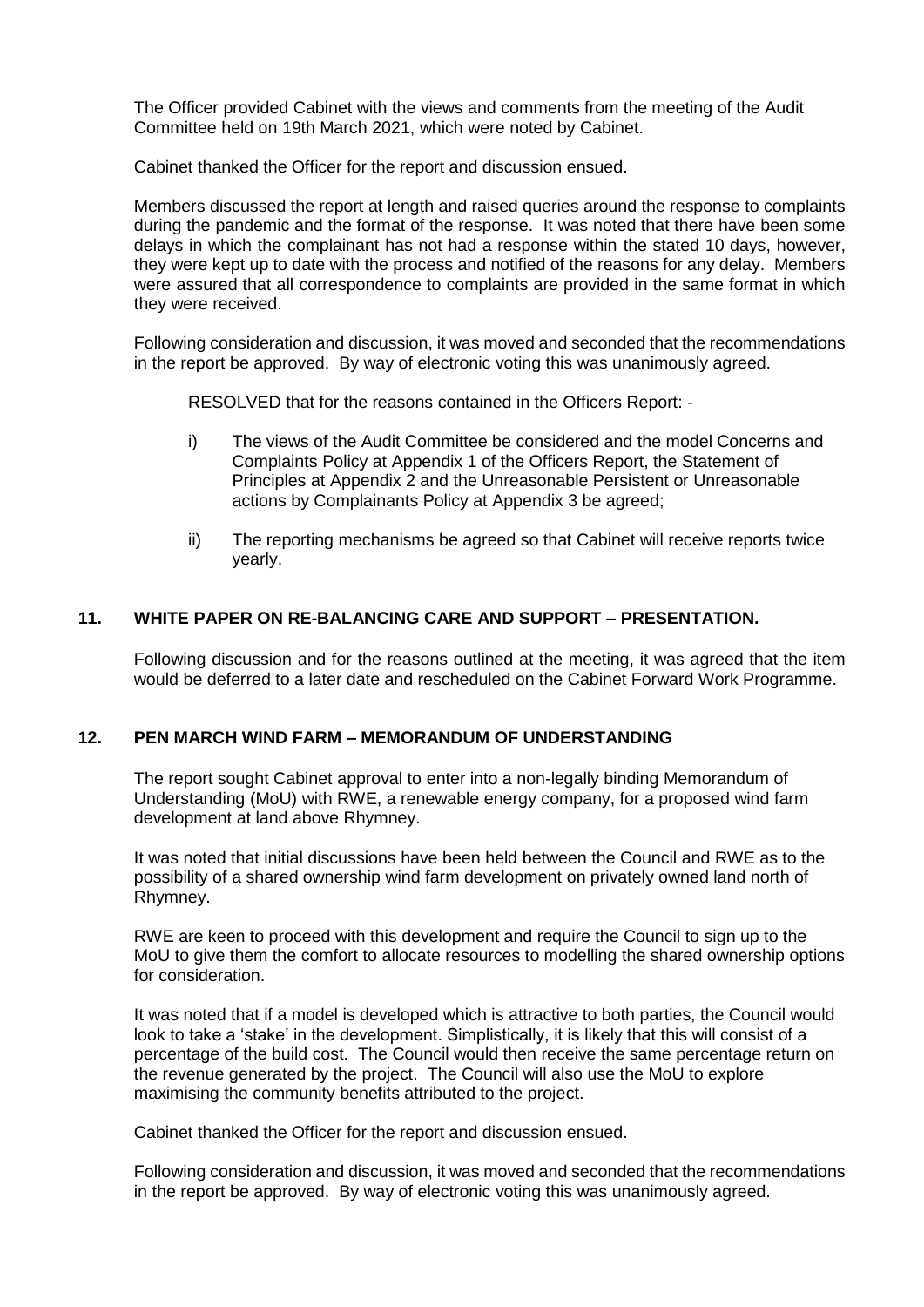The Officer provided Cabinet with the views and comments from the meeting of the Audit Committee held on 19th March 2021, which were noted by Cabinet.

Cabinet thanked the Officer for the report and discussion ensued.

Members discussed the report at length and raised queries around the response to complaints during the pandemic and the format of the response. It was noted that there have been some delays in which the complainant has not had a response within the stated 10 days, however, they were kept up to date with the process and notified of the reasons for any delay. Members were assured that all correspondence to complaints are provided in the same format in which they were received.

Following consideration and discussion, it was moved and seconded that the recommendations in the report be approved. By way of electronic voting this was unanimously agreed.

RESOLVED that for the reasons contained in the Officers Report: -

i) The views of the Audit Committee be considered and the model Concerns and Complaints Policy at Appendix 1 of the Officers Report, the Statement of Principles at Appendix 2 and the Unreasonable Persistent or Unreasonable actions by Complainants Policy at Appendix 3 be agreed;

ii) The reporting mechanisms be agreed so that Cabinet will receive reports twice yearly.

## 11. WHITE PAPER ON RE-BALANCING CARE AND SUPPORT – PRESENTATION.

Following discussion and for the reasons outlined at the meeting, it was agreed that the item would be deferred to a later date and rescheduled on the Cabinet Forward Work Programme.

## 12. PEN MARCH WIND FARM – MEMORANDUM OF UNDERSTANDING

The report sought Cabinet approval to enter into a non-legally binding Memorandum of Understanding (MoU) with RWE, a renewable energy company, for a proposed wind farm development at land above Rhymney.

It was noted that initial discussions have been held between the Council and RWE as to the possibility of a shared ownership wind farm development on privately owned land north of Rhymney.

RWE are keen to proceed with this development and require the Council to sign up to the MoU to give them the comfort to allocate resources to modelling the shared ownership options for consideration.

It was noted that if a model is developed which is attractive to both parties, the Council would look to take a 'stake' in the development. Simplistically, it is likely that this will consist of a percentage of the build cost. The Council would then receive the same percentage return on the revenue generated by the project. The Council will also use the MoU to explore maximising the community benefits attributed to the project.

Cabinet thanked the Officer for the report and discussion ensued.

Following consideration and discussion, it was moved and seconded that the recommendations in the report be approved. By way of electronic voting this was unanimously agreed.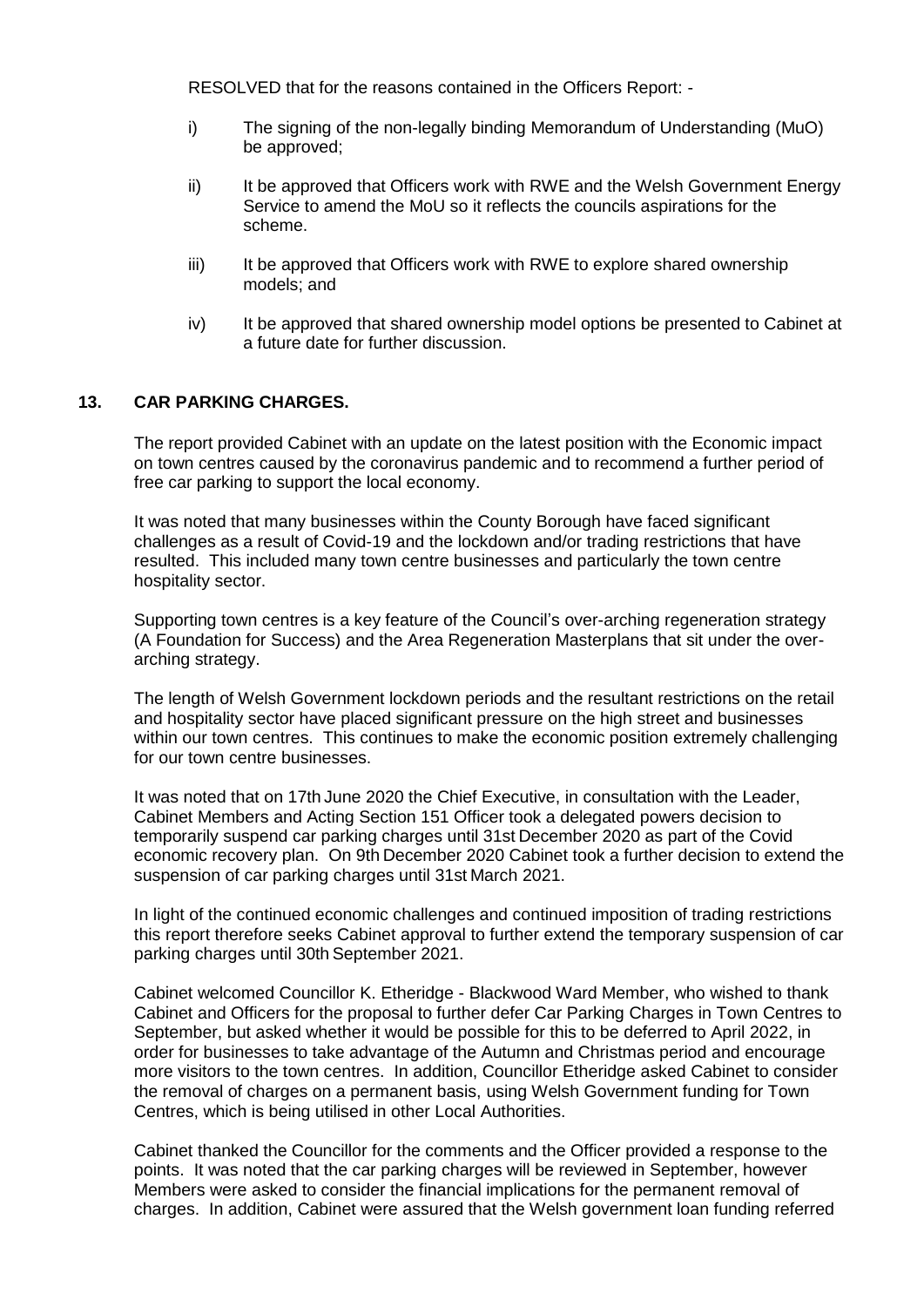RESOLVED that for the reasons contained in the Officers Report: -

i) The signing of the non-legally binding Memorandum of Understanding (MuO) be approved;

ii) It be approved that Officers work with RWE and the Welsh Government Energy Service to amend the MoU so it reflects the councils aspirations for the scheme.

iii) It be approved that Officers work with RWE to explore shared ownership models; and

iv) It be approved that shared ownership model options be presented to Cabinet at a future date for further discussion.

## 13. CAR PARKING CHARGES.

The report provided Cabinet with an update on the latest position with the Economic impact on town centres caused by the coronavirus pandemic and to recommend a further period of free car parking to support the local economy.

It was noted that many businesses within the County Borough have faced significant challenges as a result of Covid-19 and the lockdown and/or trading restrictions that have resulted. This included many town centre businesses and particularly the town centre hospitality sector.

Supporting town centres is a key feature of the Council's over-arching regeneration strategy (A Foundation for Success) and the Area Regeneration Masterplans that sit under the over-arching strategy.

The length of Welsh Government lockdown periods and the resultant restrictions on the retail and hospitality sector have placed significant pressure on the high street and businesses within our town centres. This continues to make the economic position extremely challenging for our town centre businesses.

It was noted that on 17th June 2020 the Chief Executive, in consultation with the Leader, Cabinet Members and Acting Section 151 Officer took a delegated powers decision to temporarily suspend car parking charges until 31st December 2020 as part of the Covid economic recovery plan. On 9th December 2020 Cabinet took a further decision to extend the suspension of car parking charges until 31st March 2021.

In light of the continued economic challenges and continued imposition of trading restrictions this report therefore seeks Cabinet approval to further extend the temporary suspension of car parking charges until 30th September 2021.

Cabinet welcomed Councillor K. Etheridge - Blackwood Ward Member, who wished to thank Cabinet and Officers for the proposal to further defer Car Parking Charges in Town Centres to September, but asked whether it would be possible for this to be deferred to April 2022, in order for businesses to take advantage of the Autumn and Christmas period and encourage more visitors to the town centres. In addition, Councillor Etheridge asked Cabinet to consider the removal of charges on a permanent basis, using Welsh Government funding for Town Centres, which is being utilised in other Local Authorities.

Cabinet thanked the Councillor for the comments and the Officer provided a response to the points. It was noted that the car parking charges will be reviewed in September, however Members were asked to consider the financial implications for the permanent removal of charges. In addition, Cabinet were assured that the Welsh government loan funding referred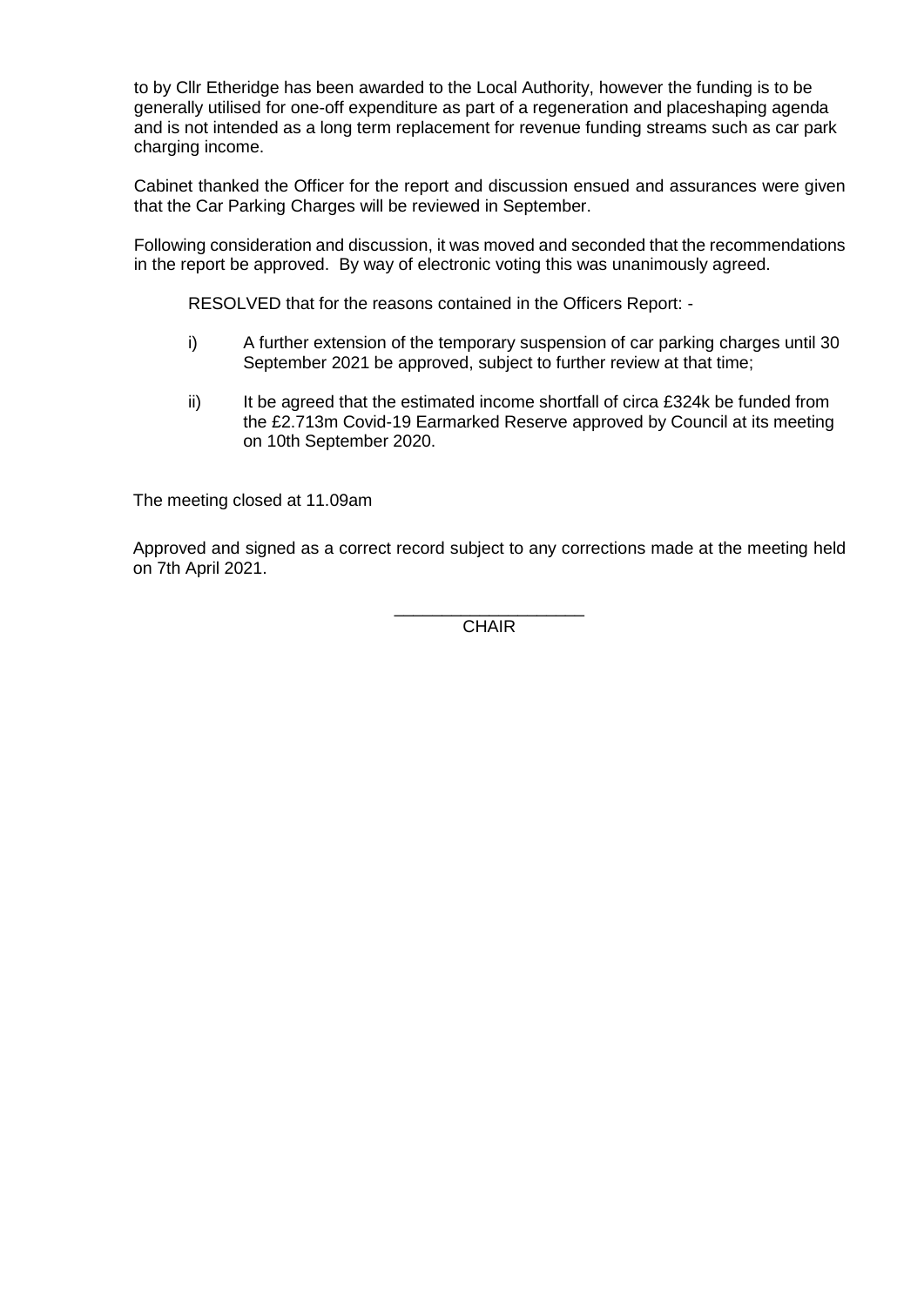to by Cllr Etheridge has been awarded to the Local Authority, however the funding is to be generally utilised for one-off expenditure as part of a regeneration and placeshaping agenda and is not intended as a long term replacement for revenue funding streams such as car park charging income.

Cabinet thanked the Officer for the report and discussion ensued and assurances were given that the Car Parking Charges will be reviewed in September.

Following consideration and discussion, it was moved and seconded that the recommendations in the report be approved. By way of electronic voting this was unanimously agreed.

RESOLVED that for the reasons contained in the Officers Report: -

i) A further extension of the temporary suspension of car parking charges until 30 September 2021 be approved, subject to further review at that time;

ii) It be agreed that the estimated income shortfall of circa £324k be funded from the £2.713m Covid-19 Earmarked Reserve approved by Council at its meeting on 10th September 2020.

The meeting closed at 11.09am

Approved and signed as a correct record subject to any corrections made at the meeting held on 7th April 2021.

____________________
CHAIR